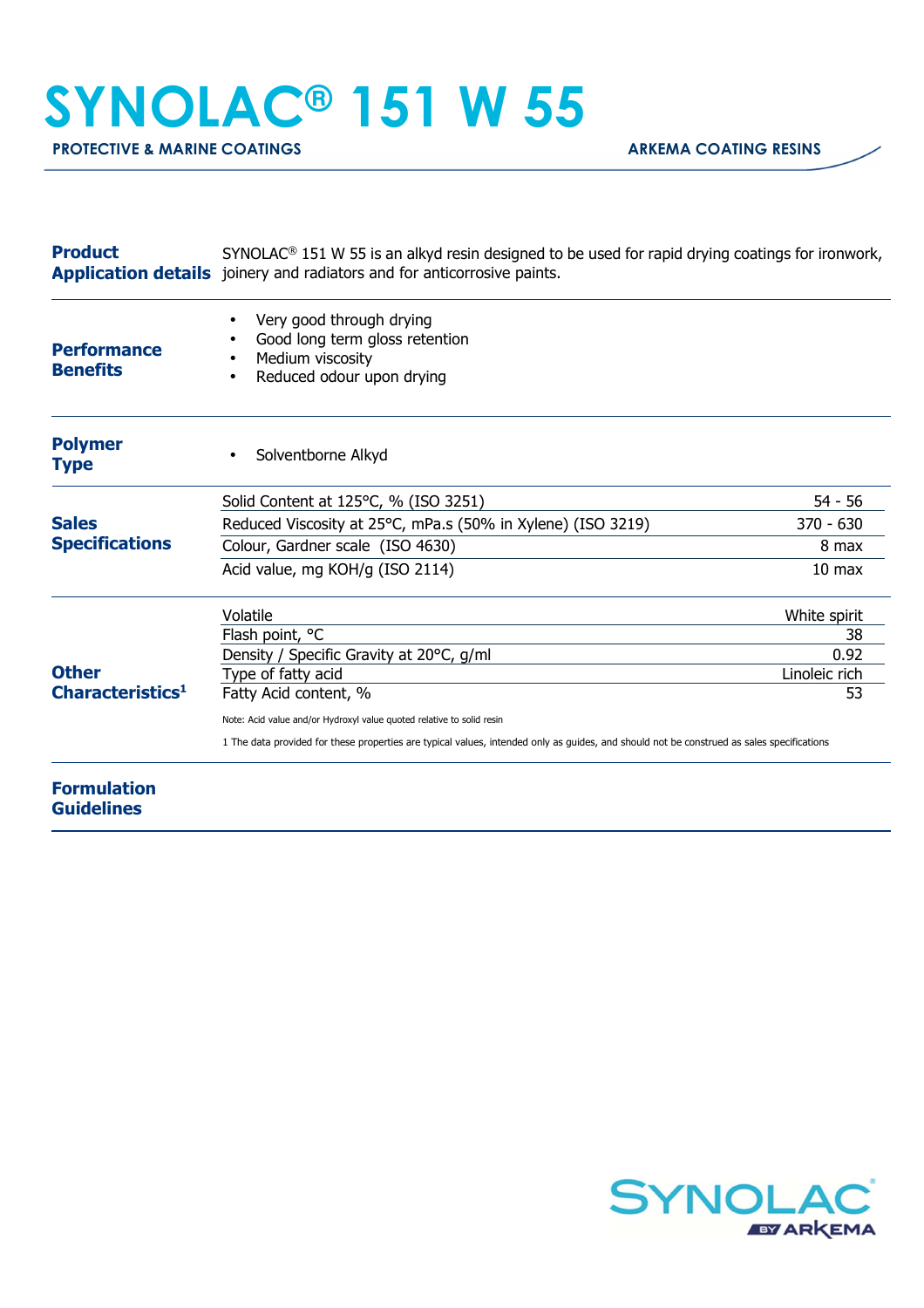# SYNOLAC® 151 W 55

**PROTECTIVE & MARINE COATINGS** — **ARKEMA COATING RESINS**

## Product Application details

SYNOLAC® 151 W 55 is an alkyd resin designed to be used for rapid drying coatings for ironwork, joinery and radiators and for anticorrosive paints.

## Performance Benefits

- Very good through drying
- Good long term gloss retention
- Medium viscosity
- Reduced odour upon drying

## Polymer Type

- Solventborne Alkyd

## Sales Specifications

| Property | Value |
|---|---|
| Solid Content at 125°C, % (ISO 3251) | 54 - 56 |
| Reduced Viscosity at 25°C, mPa.s (50% in Xylene) (ISO 3219) | 370 - 630 |
| Colour, Gardner scale (ISO 4630) | 8 max |
| Acid value, mg KOH/g (ISO 2114) | 10 max |

## Other Characteristics[1]

| Property | Value |
|---|---|
| Volatile | White spirit |
| Flash point, °C | 38 |
| Density / Specific Gravity at 20°C, g/ml | 0.92 |
| Type of fatty acid | Linoleic rich |
| Fatty Acid content, % | 53 |

Note: Acid value and/or Hydroxyl value quoted relative to solid resin

1 The data provided for these properties are typical values, intended only as guides, and should not be construed as sales specifications

## Formulation Guidelines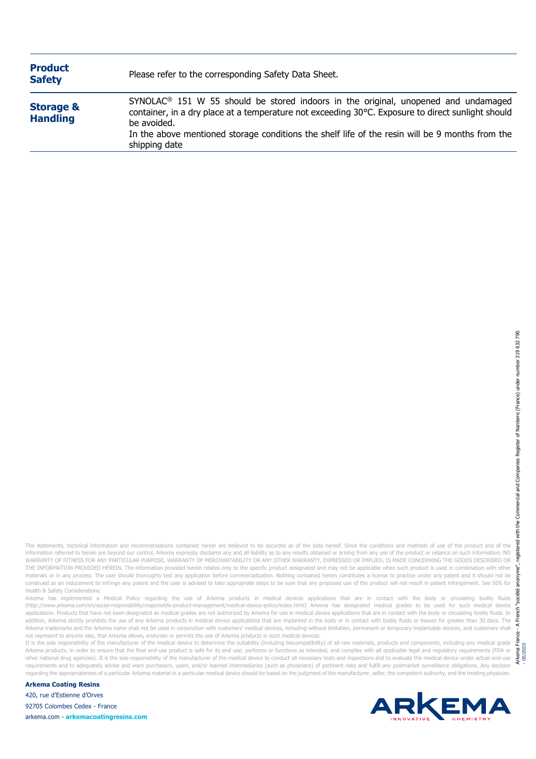| | |
|---|---|
| **Product Safety** | Please refer to the corresponding Safety Data Sheet. |
| **Storage & Handling** | SYNOLAC® 151 W 55 should be stored indoors in the original, unopened and undamaged container, in a dry place at a temperature not exceeding 30°C. Exposure to direct sunlight should be avoided.<br>In the above mentioned storage conditions the shelf life of the resin will be 9 months from the shipping date |

The statements, technical information and recommendations contained herein are believed to be accurate as of the date hereof. Since the conditions and methods of use of the product and of the information referred to herein are beyond our control, Arkema expressly disclaims any and all liability as to any results obtained or arising from any use of the product or reliance on such information; NO WARRANTY OF FITNESS FOR ANY PARTICULAR PURPOSE, WARRANTY OF MERCHANTABILITY OR ANY OTHER WARRANTY, EXPRESSED OR IMPLIED, IS MADE CONCERNING THE GOODS DESCRIBED OR THE INFORMATION PROVIDED HEREIN. The information provided herein relates only to the specific product designated and may not be applicable when such product is used in combination with other materials or in any process. The user should thoroughly test any application before commercialization. Nothing contained herein constitutes a license to practice under any patent and it should not be construed as an inducement to infringe any patent and the user is advised to take appropriate steps to be sure that any proposed use of the product will not result in patent infringement. See SDS for Health & Safety Considerations.

Arkema has implemented a Medical Policy regarding the use of Arkema products in medical devices applications that are in contact with the body or circulating bodily fluids (http://www.arkema.com/en/social-responsibility/responsible-product-management/medical-device-policy/index.html) Arkema has designated medical grades to be used for such medical device applications. Products that have not been designated as medical grades are not authorized by Arkema for use in medical device applications that are in contact with the body or circulating bodily fluids. In addition, Arkema strictly prohibits the use of any Arkema products in medical device applications that are implanted in the body or in contact with bodily fluids or tissues for greater than 30 days. The Arkema trademarks and the Arkema name shall not be used in conjunction with customers' medical devices, including without limitation, permanent or temporary implantable devices, and customers shall not represent to anyone else, that Arkema allows, endorses or permits the use of Arkema products in such medical devices.

It is the sole responsibility of the manufacturer of the medical device to determine the suitability (including biocompatibility) of all raw materials, products and components, including any medical grade Arkema products, in order to ensure that the final end-use product is safe for its end use; performs or functions as intended; and complies with all applicable legal and regulatory requirements (FDA or other national drug agencies). It is the sole responsibility of the manufacturer of the medical device to conduct all necessary tests and inspections and to evaluate the medical device under actual end-use requirements and to adequately advise and warn purchasers, users, and/or learned intermediaries (such as physicians) of pertinent risks and fulfill any postmarket surveillance obligations. Any decision regarding the appropriateness of a particular Arkema material in a particular medical device should be based on the judgment of the manufacturer, seller, the competent authority, and the treating physician.

Arkema France - A French "société anonyme", registered with the Commercial and Companies Register of Nanterre (France) under number 319 632 790 - 05/2020

**Arkema Coating Resins**

420, rue d'Estienne d'Orves

92705 Colombes Cedex - France

arkema.com - **arkemacoatingresins.com**

ARKEMA INNOVATIVE CHEMISTRY